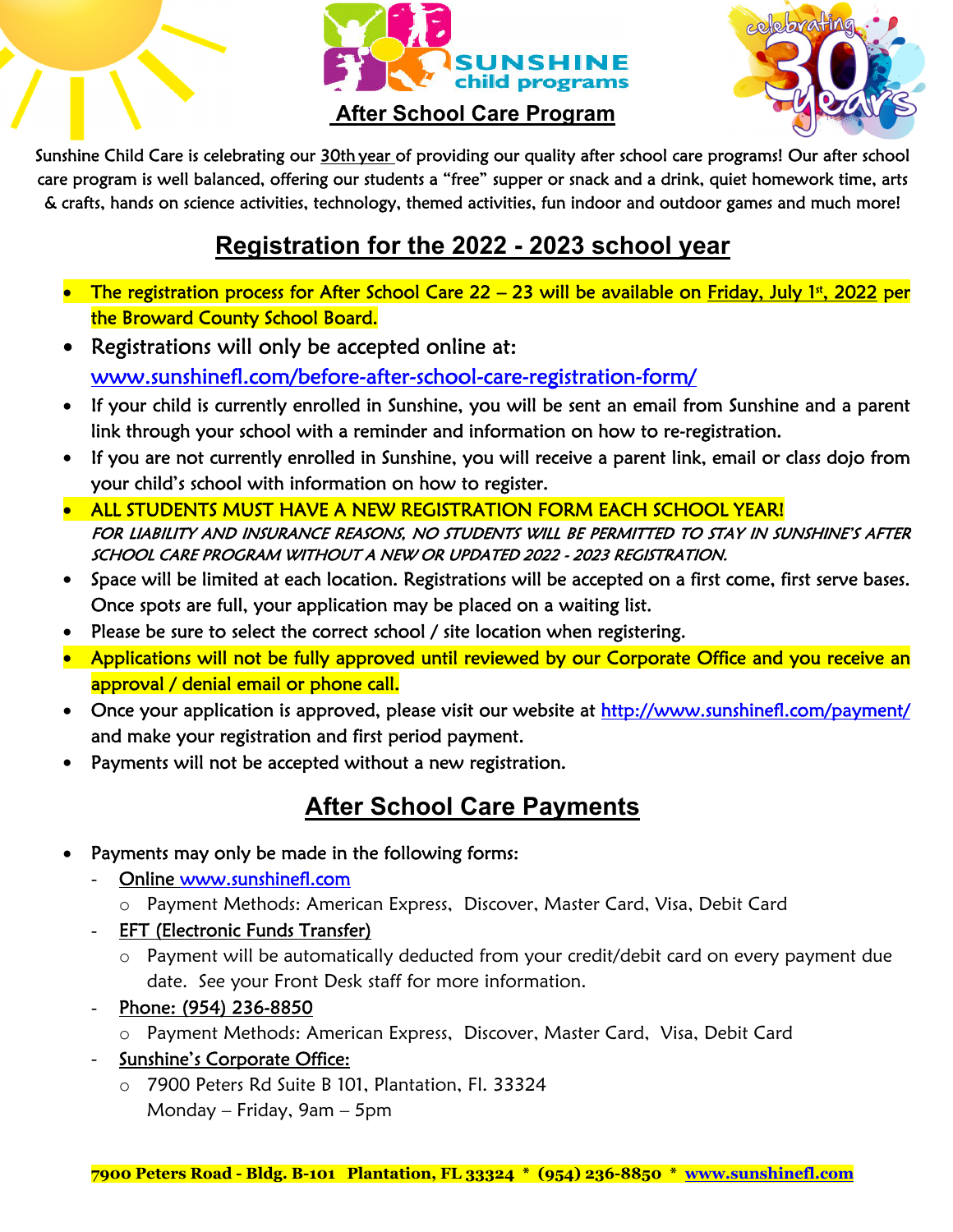# After School Care Program

Sunshine Child Care is celebrating our 30th year of providing our quality after school care programs! Our after school care program is well balanced, offering our students a "free" supper or snack and a drink, quiet homework time, arts & crafts, hands on science activities, technology, themed activities, fun indoor and outdoor games and much more!

## Registration for the 2022 - 2023 school year

- The registration process for After School Care 22 – 23 will be available on Friday, July 1st, 2022 per the Broward County School Board.
- Registrations will only be accepted online at: www.sunshinefl.com/before-after-school-care-registration-form/
- If your child is currently enrolled in Sunshine, you will be sent an email from Sunshine and a parent link through your school with a reminder and information on how to re-registration.
- If you are not currently enrolled in Sunshine, you will receive a parent link, email or class dojo from your child's school with information on how to register.
- ALL STUDENTS MUST HAVE A NEW REGISTRATION FORM EACH SCHOOL YEAR!
  *FOR LIABILITY AND INSURANCE REASONS, NO STUDENTS WILL BE PERMITTED TO STAY IN SUNSHINE'S AFTER SCHOOL CARE PROGRAM WITHOUT A NEW OR UPDATED 2022 - 2023 REGISTRATION.*
- Space will be limited at each location. Registrations will be accepted on a first come, first serve bases. Once spots are full, your application may be placed on a waiting list.
- Please be sure to select the correct school / site location when registering.
- Applications will not be fully approved until reviewed by our Corporate Office and you receive an approval / denial email or phone call.
- Once your application is approved, please visit our website at http://www.sunshinefl.com/payment/ and make your registration and first period payment.
- Payments will not be accepted without a new registration.

## After School Care Payments

- Payments may only be made in the following forms:
  - Online www.sunshinefl.com
    - Payment Methods: American Express, Discover, Master Card, Visa, Debit Card
  - EFT (Electronic Funds Transfer)
    - Payment will be automatically deducted from your credit/debit card on every payment due date. See your Front Desk staff for more information.
  - Phone: (954) 236-8850
    - Payment Methods: American Express, Discover, Master Card, Visa, Debit Card
  - Sunshine's Corporate Office:
    - 7900 Peters Rd Suite B 101, Plantation, Fl. 33324
      Monday – Friday, 9am – 5pm

**7900 Peters Road - Bldg. B-101 Plantation, FL 33324 * (954) 236-8850 * www.sunshinefl.com**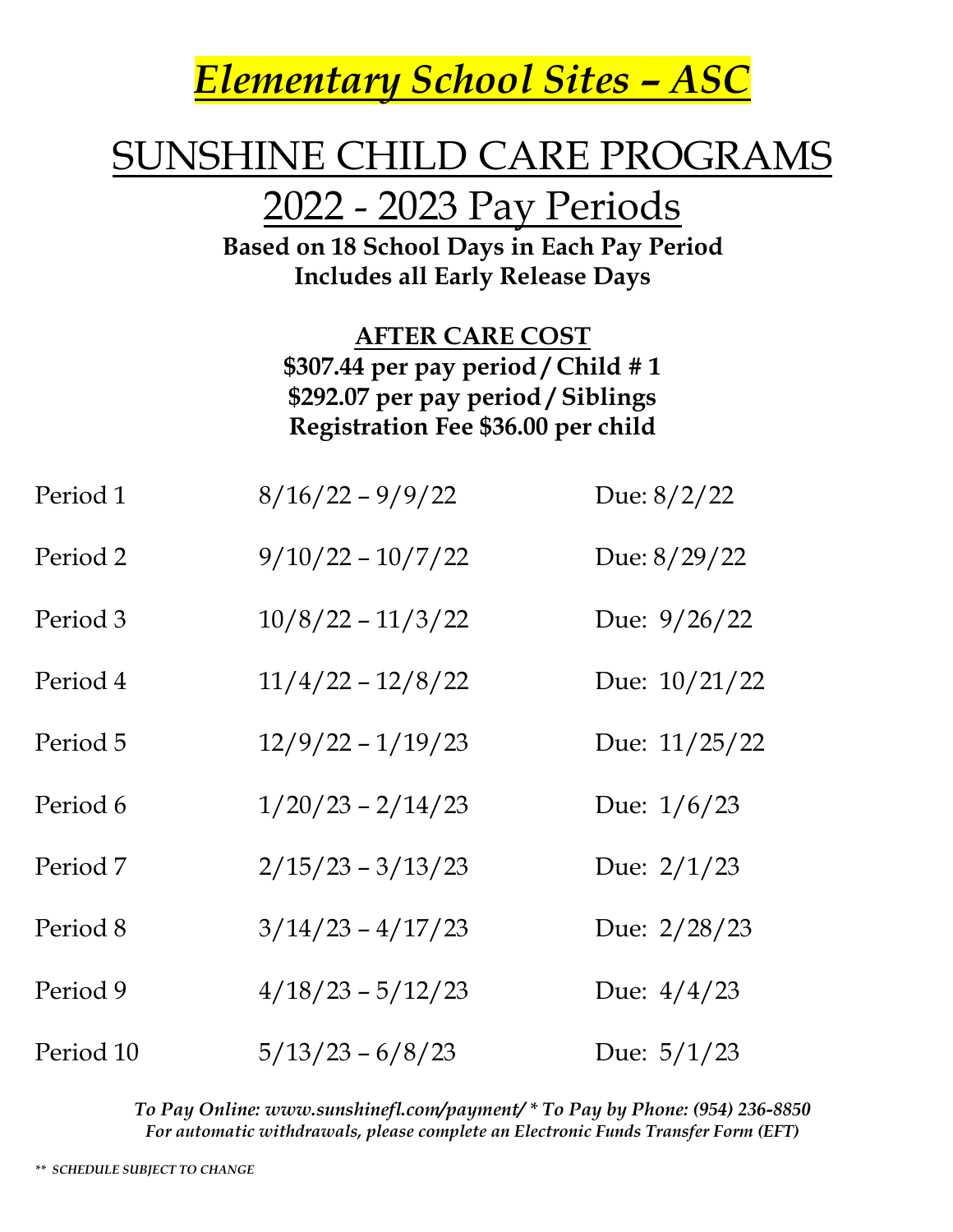# *Elementary School Sites – ASC*

# SUNSHINE CHILD CARE PROGRAMS

## 2022 - 2023 Pay Periods

**Based on 18 School Days in Each Pay Period**
**Includes all Early Release Days**

**AFTER CARE COST**
**$307.44 per pay period / Child # 1**
**$292.07 per pay period / Siblings**
**Registration Fee $36.00 per child**

| | | |
|---|---|---|
| Period 1 | 8/16/22 – 9/9/22 | Due: 8/2/22 |
| Period 2 | 9/10/22 – 10/7/22 | Due: 8/29/22 |
| Period 3 | 10/8/22 – 11/3/22 | Due: 9/26/22 |
| Period 4 | 11/4/22 – 12/8/22 | Due: 10/21/22 |
| Period 5 | 12/9/22 – 1/19/23 | Due: 11/25/22 |
| Period 6 | 1/20/23 – 2/14/23 | Due: 1/6/23 |
| Period 7 | 2/15/23 – 3/13/23 | Due: 2/1/23 |
| Period 8 | 3/14/23 – 4/17/23 | Due: 2/28/23 |
| Period 9 | 4/18/23 – 5/12/23 | Due: 4/4/23 |
| Period 10 | 5/13/23 – 6/8/23 | Due: 5/1/23 |

***To Pay Online: www.sunshinefl.com/payment/ * To Pay by Phone: (954) 236-8850***
***For automatic withdrawals, please complete an Electronic Funds Transfer Form (EFT)***

***** SCHEDULE SUBJECT TO CHANGE***